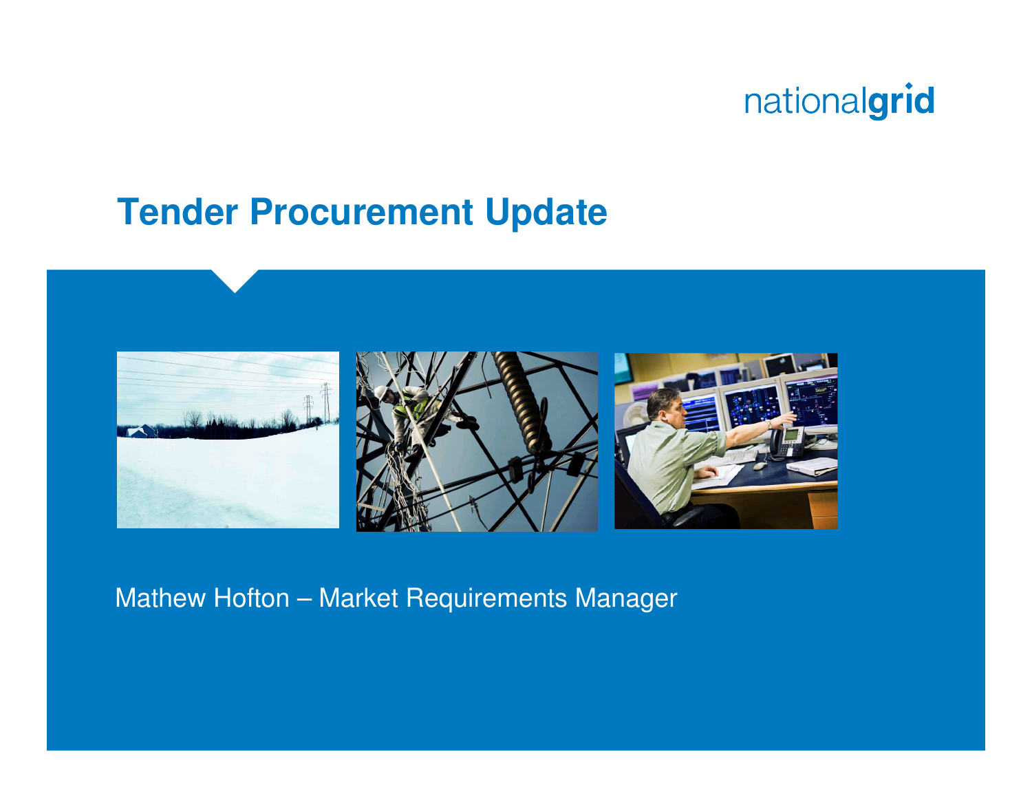nationalgrid

# Tender Procurement Update

Mathew Hofton – Market Requirements Manager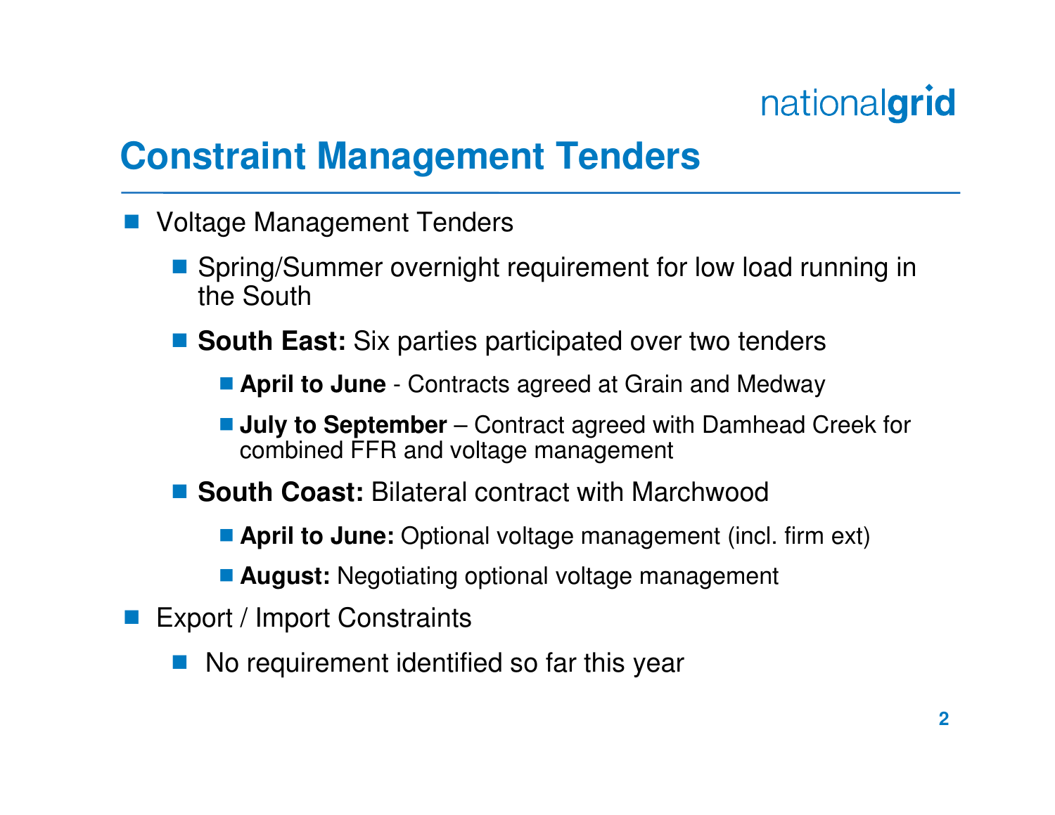# Constraint Management Tenders

- Voltage Management Tenders
  - Spring/Summer overnight requirement for low load running in the South
  - **South East:** Six parties participated over two tenders
    - **April to June** - Contracts agreed at Grain and Medway
    - **July to September** – Contract agreed with Damhead Creek for combined FFR and voltage management
  - **South Coast:** Bilateral contract with Marchwood
    - **April to June:** Optional voltage management (incl. firm ext)
    - **August:** Negotiating optional voltage management
- Export / Import Constraints
  - No requirement identified so far this year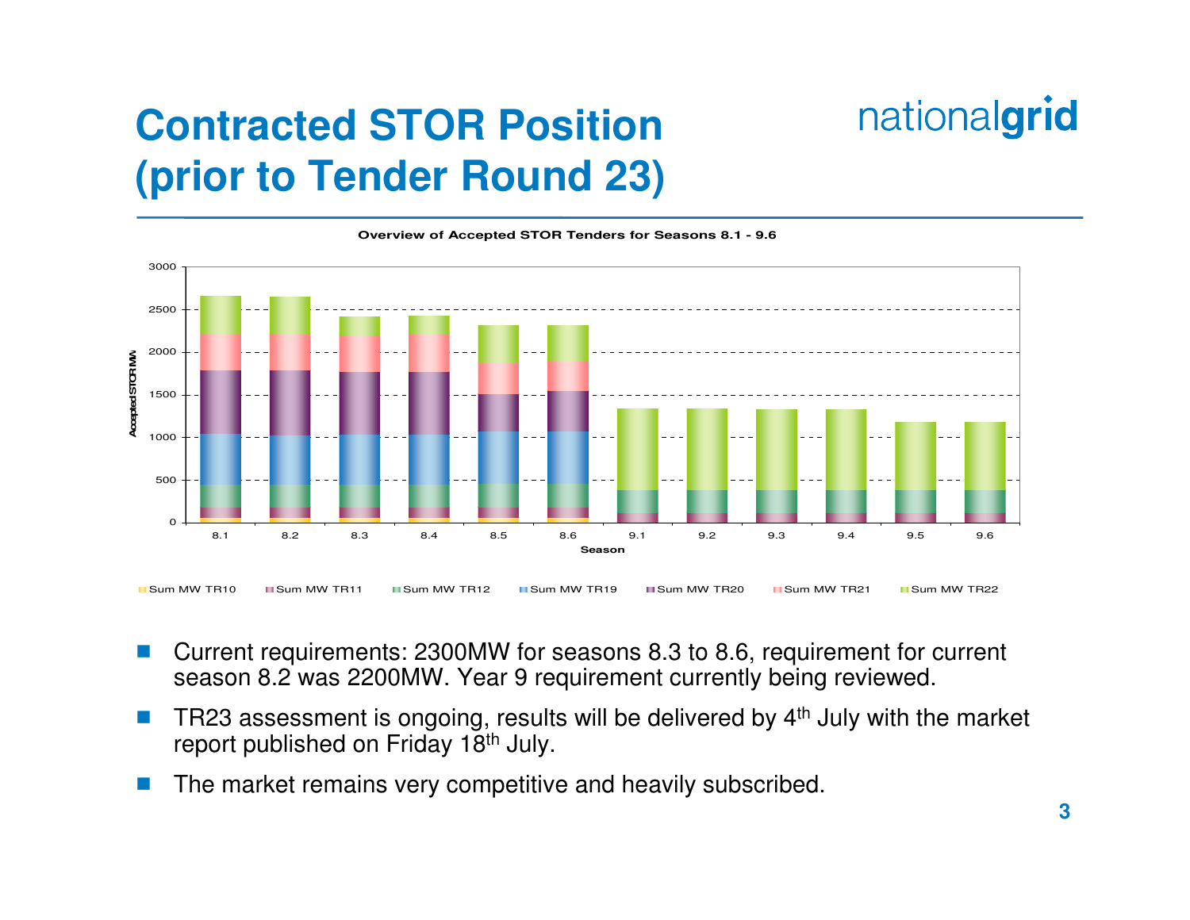# Contracted STOR Position (prior to Tender Round 23)

**Overview of Accepted STOR Tenders for Seasons 8.1 - 9.6**

- Current requirements: 2300MW for seasons 8.3 to 8.6, requirement for current season 8.2 was 2200MW. Year 9 requirement currently being reviewed.
- TR23 assessment is ongoing, results will be delivered by 4th July with the market report published on Friday 18th July.
- The market remains very competitive and heavily subscribed.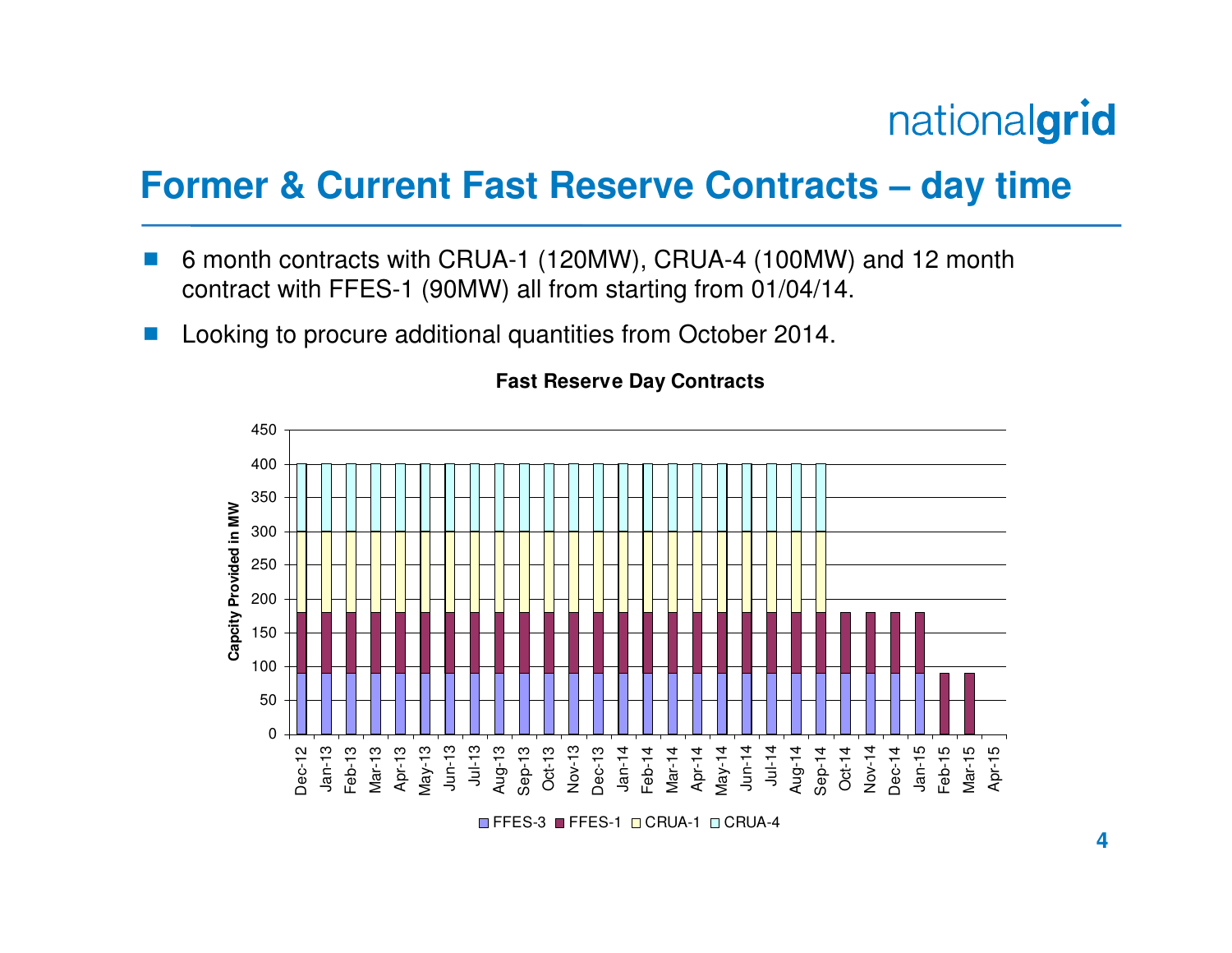## Former & Current Fast Reserve Contracts – day time

- 6 month contracts with CRUA-1 (120MW), CRUA-4 (100MW) and 12 month contract with FFES-1 (90MW) all from starting from 01/04/14.
- Looking to procure additional quantities from October 2014.

**Fast Reserve Day Contracts**

| Month | FFES-3 (MW) | FFES-1 (MW) | CRUA-1 (MW) | CRUA-4 (MW) |
|---|---|---|---|---|
| Dec-12 | 90 | 90 | 120 | 100 |
| Jan-13 | 90 | 90 | 120 | 100 |
| Feb-13 | 90 | 90 | 120 | 100 |
| Mar-13 | 90 | 90 | 120 | 100 |
| Apr-13 | 90 | 90 | 120 | 100 |
| May-13 | 90 | 90 | 120 | 100 |
| Jun-13 | 90 | 90 | 120 | 100 |
| Jul-13 | 90 | 90 | 120 | 100 |
| Aug-13 | 90 | 90 | 120 | 100 |
| Sep-13 | 90 | 90 | 120 | 100 |
| Oct-13 | 90 | 90 | 120 | 100 |
| Nov-13 | 90 | 90 | 120 | 100 |
| Dec-13 | 90 | 90 | 120 | 100 |
| Jan-14 | 90 | 90 | 120 | 100 |
| Feb-14 | 90 | 90 | 120 | 100 |
| Mar-14 | 90 | 90 | 120 | 100 |
| Apr-14 | 90 | 90 | 120 | 100 |
| May-14 | 90 | 90 | 120 | 100 |
| Jun-14 | 90 | 90 | 120 | 100 |
| Jul-14 | 90 | 90 | 120 | 100 |
| Aug-14 | 90 | 90 | 120 | 100 |
| Sep-14 | 90 | 90 | 120 | 100 |
| Oct-14 | 90 | 90 | | |
| Nov-14 | 90 | 90 | | |
| Dec-14 | 90 | 90 | | |
| Jan-15 | 90 | 90 | | |
| Feb-15 | | 90 | | |
| Mar-15 | | 90 | | |
| Apr-15 | | | | |

Y-axis: Capcity Provided in MW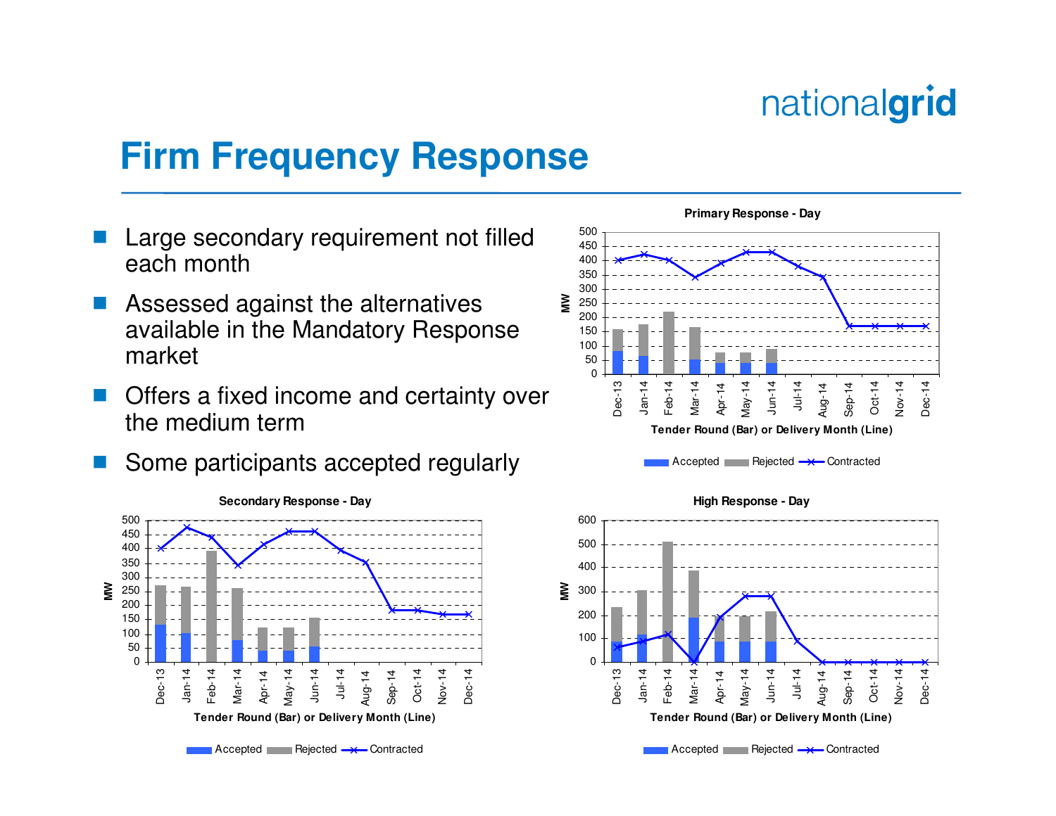# Firm Frequency Response

- Large secondary requirement not filled each month
- Assessed against the alternatives available in the Mandatory Response market
- Offers a fixed income and certainty over the medium term
- Some participants accepted regularly

**Primary Response - Day**

**Secondary Response - Day**

**High Response - Day**

Tender Round (Bar) or Delivery Month (Line)

Accepted | Rejected | Contracted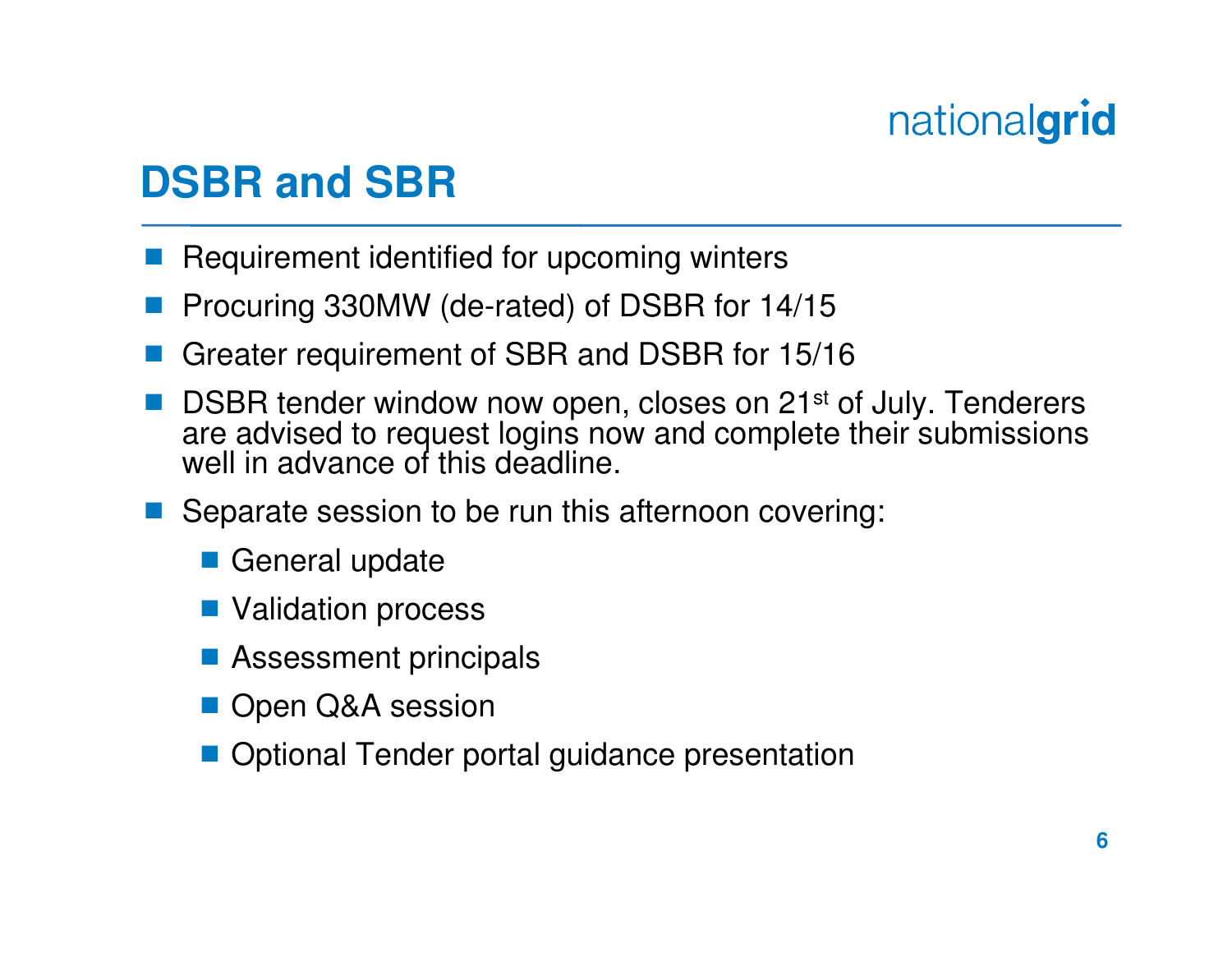# DSBR and SBR

- Requirement identified for upcoming winters
- Procuring 330MW (de-rated) of DSBR for 14/15
- Greater requirement of SBR and DSBR for 15/16
- DSBR tender window now open, closes on 21st of July. Tenderers are advised to request logins now and complete their submissions well in advance of this deadline.
- Separate session to be run this afternoon covering:
  - General update
  - Validation process
  - Assessment principals
  - Open Q&A session
  - Optional Tender portal guidance presentation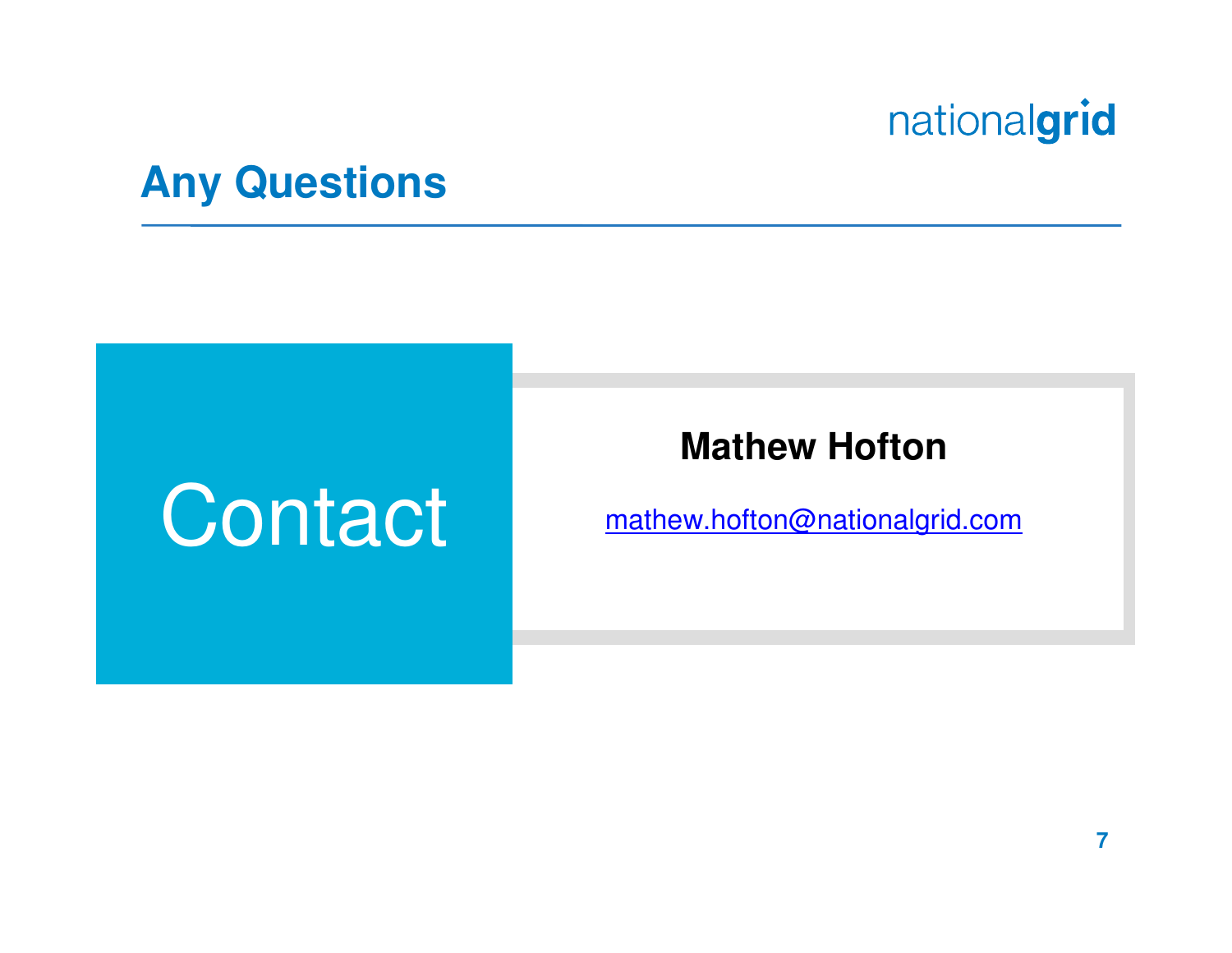## Any Questions

**Contact**

**Mathew Hofton**

mathew.hofton@nationalgrid.com